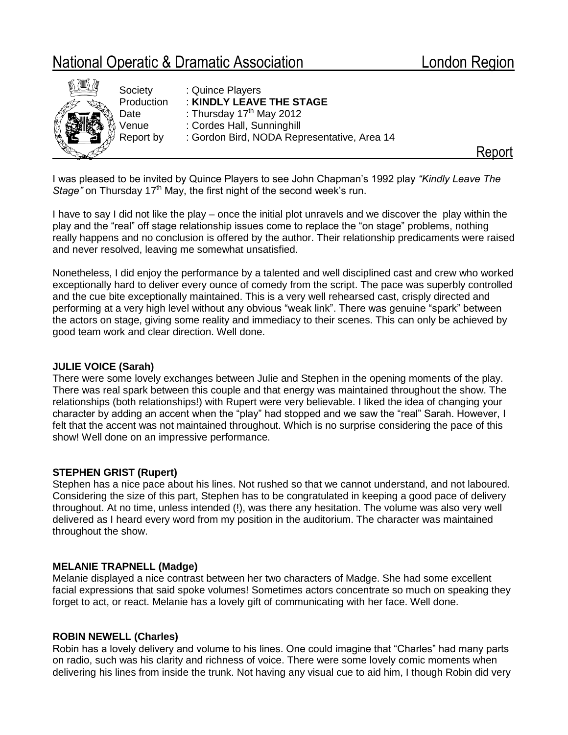# National Operatic & Dramatic Association London Region

Society : Quince Players
Production : **KINDLY LEAVE THE STAGE**
Date : Thursday 17th May 2012
Venue : Cordes Hall, Sunninghill
Report by : Gordon Bird, NODA Representative, Area 14

## Report

I was pleased to be invited by Quince Players to see John Chapman's 1992 play *"Kindly Leave The Stage"* on Thursday 17th May, the first night of the second week's run.

I have to say I did not like the play – once the initial plot unravels and we discover the play within the play and the "real" off stage relationship issues come to replace the "on stage" problems, nothing really happens and no conclusion is offered by the author. Their relationship predicaments were raised and never resolved, leaving me somewhat unsatisfied.

Nonetheless, I did enjoy the performance by a talented and well disciplined cast and crew who worked exceptionally hard to deliver every ounce of comedy from the script. The pace was superbly controlled and the cue bite exceptionally maintained. This is a very well rehearsed cast, crisply directed and performing at a very high level without any obvious "weak link". There was genuine "spark" between the actors on stage, giving some reality and immediacy to their scenes. This can only be achieved by good team work and clear direction. Well done.

**JULIE VOICE (Sarah)**
There were some lovely exchanges between Julie and Stephen in the opening moments of the play. There was real spark between this couple and that energy was maintained throughout the show. The relationships (both relationships!) with Rupert were very believable. I liked the idea of changing your character by adding an accent when the "play" had stopped and we saw the "real" Sarah. However, I felt that the accent was not maintained throughout. Which is no surprise considering the pace of this show! Well done on an impressive performance.

**STEPHEN GRIST (Rupert)**
Stephen has a nice pace about his lines. Not rushed so that we cannot understand, and not laboured. Considering the size of this part, Stephen has to be congratulated in keeping a good pace of delivery throughout. At no time, unless intended (!), was there any hesitation. The volume was also very well delivered as I heard every word from my position in the auditorium. The character was maintained throughout the show.

**MELANIE TRAPNELL (Madge)**
Melanie displayed a nice contrast between her two characters of Madge. She had some excellent facial expressions that said spoke volumes! Sometimes actors concentrate so much on speaking they forget to act, or react. Melanie has a lovely gift of communicating with her face. Well done.

**ROBIN NEWELL (Charles)**
Robin has a lovely delivery and volume to his lines. One could imagine that "Charles" had many parts on radio, such was his clarity and richness of voice. There were some lovely comic moments when delivering his lines from inside the trunk. Not having any visual cue to aid him, I though Robin did very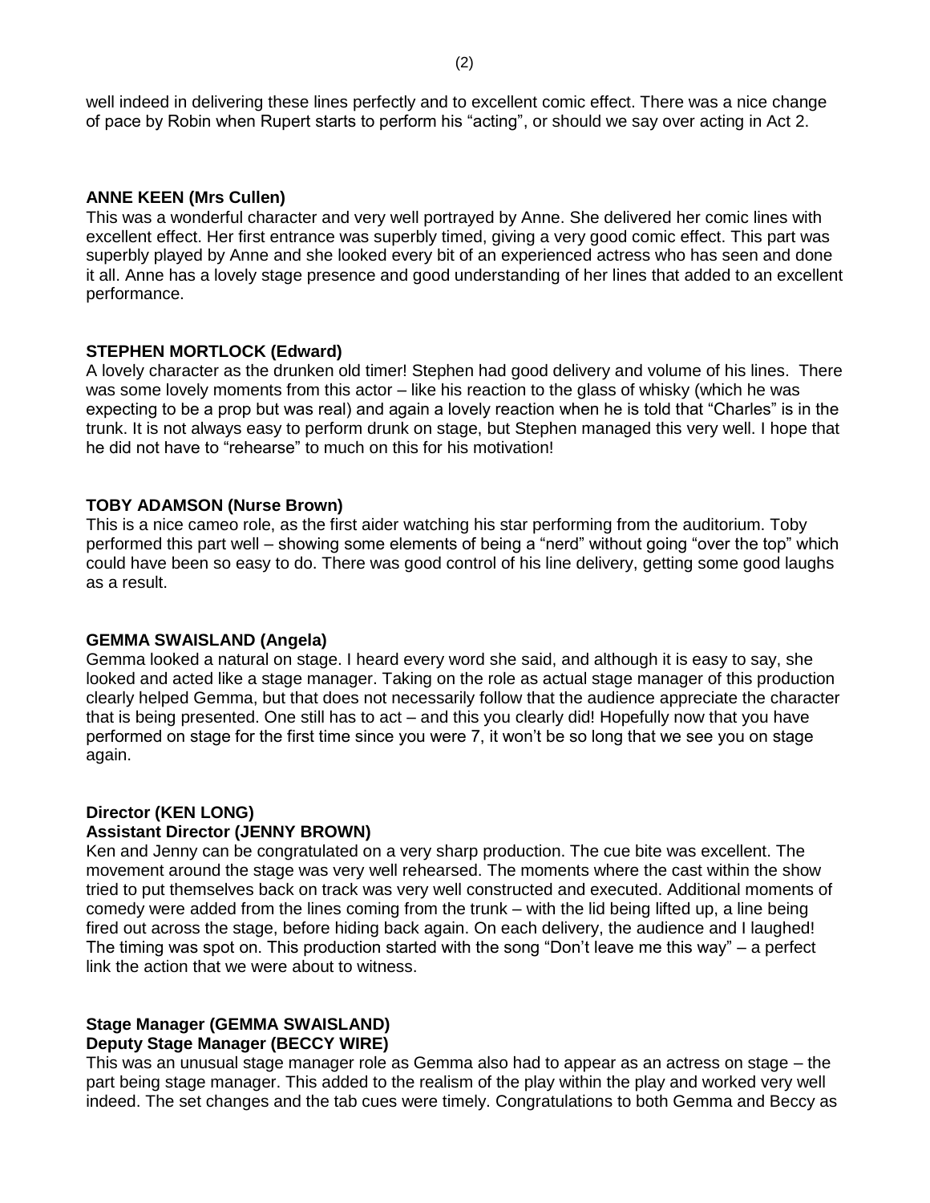well indeed in delivering these lines perfectly and to excellent comic effect. There was a nice change of pace by Robin when Rupert starts to perform his "acting", or should we say over acting in Act 2.

**ANNE KEEN (Mrs Cullen)**
This was a wonderful character and very well portrayed by Anne. She delivered her comic lines with excellent effect. Her first entrance was superbly timed, giving a very good comic effect. This part was superbly played by Anne and she looked every bit of an experienced actress who has seen and done it all. Anne has a lovely stage presence and good understanding of her lines that added to an excellent performance.

**STEPHEN MORTLOCK (Edward)**
A lovely character as the drunken old timer! Stephen had good delivery and volume of his lines. There was some lovely moments from this actor – like his reaction to the glass of whisky (which he was expecting to be a prop but was real) and again a lovely reaction when he is told that "Charles" is in the trunk. It is not always easy to perform drunk on stage, but Stephen managed this very well. I hope that he did not have to "rehearse" to much on this for his motivation!

**TOBY ADAMSON (Nurse Brown)**
This is a nice cameo role, as the first aider watching his star performing from the auditorium. Toby performed this part well – showing some elements of being a "nerd" without going "over the top" which could have been so easy to do. There was good control of his line delivery, getting some good laughs as a result.

**GEMMA SWAISLAND (Angela)**
Gemma looked a natural on stage. I heard every word she said, and although it is easy to say, she looked and acted like a stage manager. Taking on the role as actual stage manager of this production clearly helped Gemma, but that does not necessarily follow that the audience appreciate the character that is being presented. One still has to act – and this you clearly did! Hopefully now that you have performed on stage for the first time since you were 7, it won't be so long that we see you on stage again.

**Director (KEN LONG)**
**Assistant Director (JENNY BROWN)**
Ken and Jenny can be congratulated on a very sharp production. The cue bite was excellent. The movement around the stage was very well rehearsed. The moments where the cast within the show tried to put themselves back on track was very well constructed and executed. Additional moments of comedy were added from the lines coming from the trunk – with the lid being lifted up, a line being fired out across the stage, before hiding back again. On each delivery, the audience and I laughed! The timing was spot on. This production started with the song "Don't leave me this way" – a perfect link the action that we were about to witness.

**Stage Manager (GEMMA SWAISLAND)**
**Deputy Stage Manager (BECCY WIRE)**
This was an unusual stage manager role as Gemma also had to appear as an actress on stage – the part being stage manager. This added to the realism of the play within the play and worked very well indeed. The set changes and the tab cues were timely. Congratulations to both Gemma and Beccy as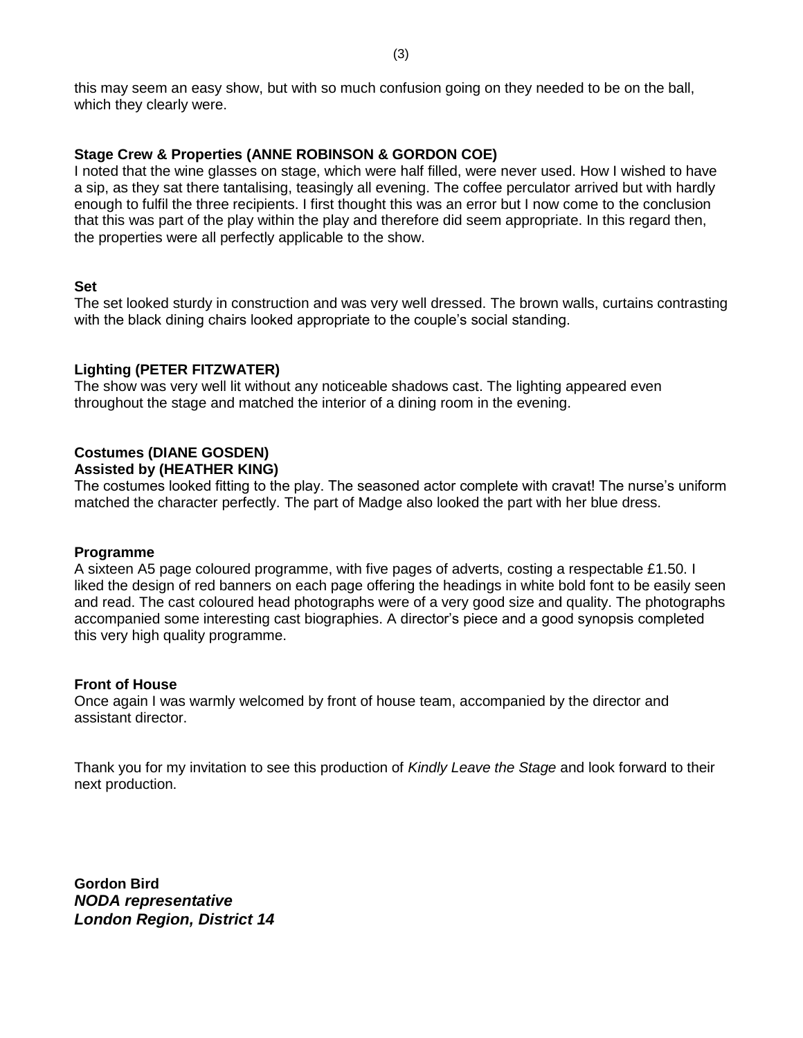this may seem an easy show, but with so much confusion going on they needed to be on the ball, which they clearly were.

**Stage Crew & Properties (ANNE ROBINSON & GORDON COE)**

I noted that the wine glasses on stage, which were half filled, were never used. How I wished to have a sip, as they sat there tantalising, teasingly all evening. The coffee perculator arrived but with hardly enough to fulfil the three recipients. I first thought this was an error but I now come to the conclusion that this was part of the play within the play and therefore did seem appropriate. In this regard then, the properties were all perfectly applicable to the show.

**Set**

The set looked sturdy in construction and was very well dressed. The brown walls, curtains contrasting with the black dining chairs looked appropriate to the couple's social standing.

**Lighting (PETER FITZWATER)**

The show was very well lit without any noticeable shadows cast. The lighting appeared even throughout the stage and matched the interior of a dining room in the evening.

**Costumes (DIANE GOSDEN)**
**Assisted by (HEATHER KING)**

The costumes looked fitting to the play. The seasoned actor complete with cravat! The nurse's uniform matched the character perfectly. The part of Madge also looked the part with her blue dress.

**Programme**

A sixteen A5 page coloured programme, with five pages of adverts, costing a respectable £1.50. I liked the design of red banners on each page offering the headings in white bold font to be easily seen and read. The cast coloured head photographs were of a very good size and quality. The photographs accompanied some interesting cast biographies. A director's piece and a good synopsis completed this very high quality programme.

**Front of House**

Once again I was warmly welcomed by front of house team, accompanied by the director and assistant director.

Thank you for my invitation to see this production of *Kindly Leave the Stage* and look forward to their next production.

**Gordon Bird**
***NODA representative***
***London Region, District 14***